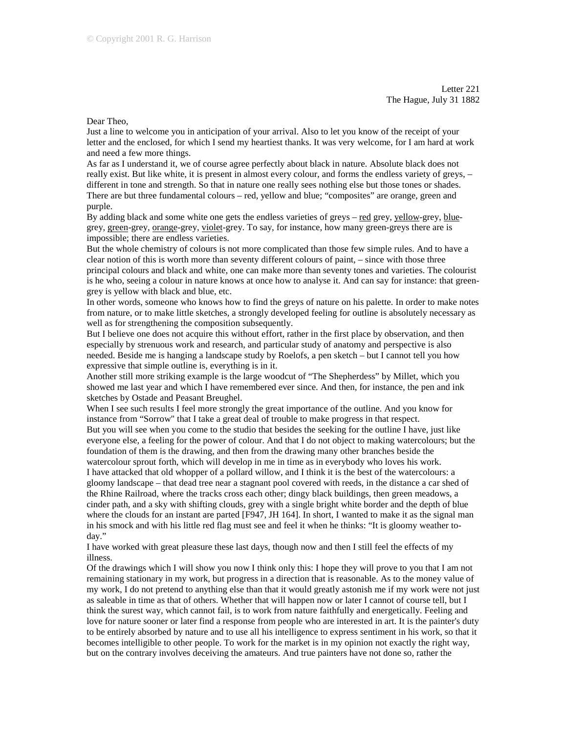Letter 221
The Hague, July 31 1882

Dear Theo,

Just a line to welcome you in anticipation of your arrival. Also to let you know of the receipt of your letter and the enclosed, for which I send my heartiest thanks. It was very welcome, for I am hard at work and need a few more things.

As far as I understand it, we of course agree perfectly about black in nature. Absolute black does not really exist. But like white, it is present in almost every colour, and forms the endless variety of greys, – different in tone and strength. So that in nature one really sees nothing else but those tones or shades. There are but three fundamental colours – red, yellow and blue; "composites" are orange, green and purple.

By adding black and some white one gets the endless varieties of greys – <u>red</u> grey, <u>yellow</u>-grey, <u>blue</u>-grey, <u>green</u>-grey, <u>orange</u>-grey, <u>violet</u>-grey. To say, for instance, how many green-greys there are is impossible; there are endless varieties.

But the whole chemistry of colours is not more complicated than those few simple rules. And to have a clear notion of this is worth more than seventy different colours of paint, – since with those three principal colours and black and white, one can make more than seventy tones and varieties. The colourist is he who, seeing a colour in nature knows at once how to analyse it. And can say for instance: that green-grey is yellow with black and blue, etc.

In other words, someone who knows how to find the greys of nature on his palette. In order to make notes from nature, or to make little sketches, a strongly developed feeling for outline is absolutely necessary as well as for strengthening the composition subsequently.

But I believe one does not acquire this without effort, rather in the first place by observation, and then especially by strenuous work and research, and particular study of anatomy and perspective is also needed. Beside me is hanging a landscape study by Roelofs, a pen sketch – but I cannot tell you how expressive that simple outline is, everything is in it.

Another still more striking example is the large woodcut of "The Shepherdess" by Millet, which you showed me last year and which I have remembered ever since. And then, for instance, the pen and ink sketches by Ostade and Peasant Breughel.

When I see such results I feel more strongly the great importance of the outline. And you know for instance from "Sorrow" that I take a great deal of trouble to make progress in that respect.

But you will see when you come to the studio that besides the seeking for the outline I have, just like everyone else, a feeling for the power of colour. And that I do not object to making watercolours; but the foundation of them is the drawing, and then from the drawing many other branches beside the watercolour sprout forth, which will develop in me in time as in everybody who loves his work.

I have attacked that old whopper of a pollard willow, and I think it is the best of the watercolours: a gloomy landscape – that dead tree near a stagnant pool covered with reeds, in the distance a car shed of the Rhine Railroad, where the tracks cross each other; dingy black buildings, then green meadows, a cinder path, and a sky with shifting clouds, grey with a single bright white border and the depth of blue where the clouds for an instant are parted [F947, JH 164]. In short, I wanted to make it as the signal man in his smock and with his little red flag must see and feel it when he thinks: "It is gloomy weather to-day."

I have worked with great pleasure these last days, though now and then I still feel the effects of my illness.

Of the drawings which I will show you now I think only this: I hope they will prove to you that I am not remaining stationary in my work, but progress in a direction that is reasonable. As to the money value of my work, I do not pretend to anything else than that it would greatly astonish me if my work were not just as saleable in time as that of others. Whether that will happen now or later I cannot of course tell, but I think the surest way, which cannot fail, is to work from nature faithfully and energetically. Feeling and love for nature sooner or later find a response from people who are interested in art. It is the painter's duty to be entirely absorbed by nature and to use all his intelligence to express sentiment in his work, so that it becomes intelligible to other people. To work for the market is in my opinion not exactly the right way, but on the contrary involves deceiving the amateurs. And true painters have not done so, rather the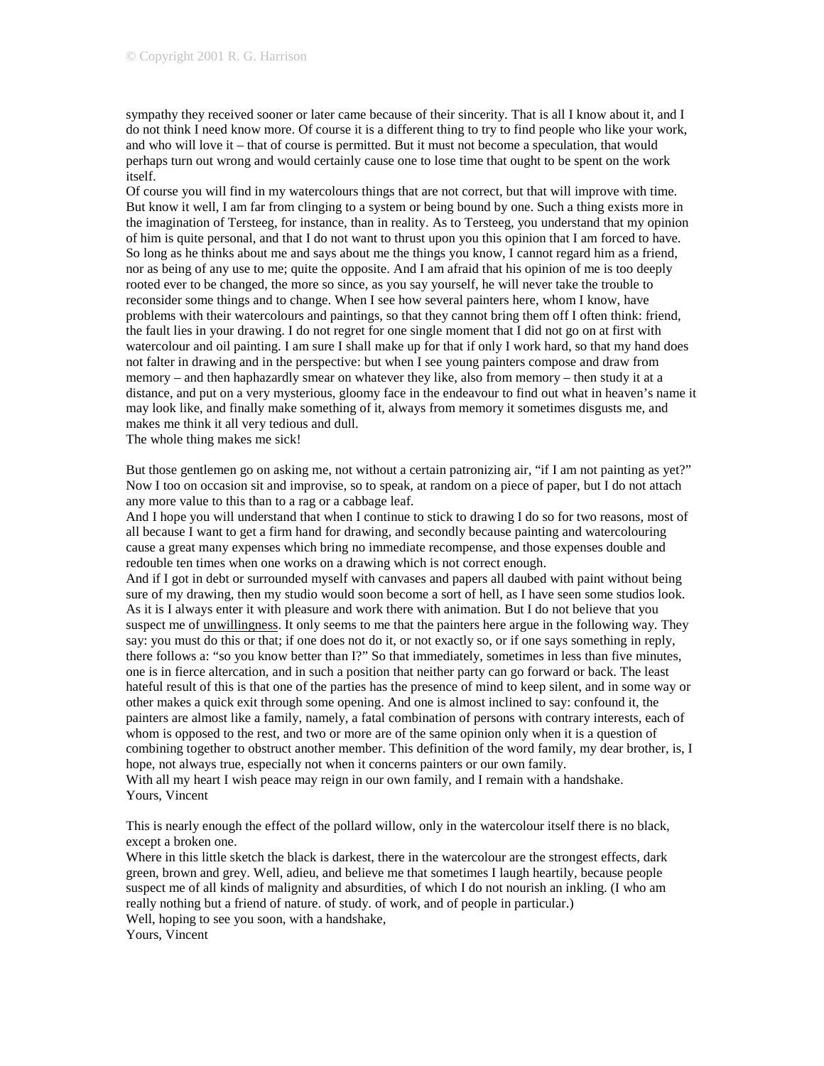sympathy they received sooner or later came because of their sincerity. That is all I know about it, and I do not think I need know more. Of course it is a different thing to try to find people who like your work, and who will love it – that of course is permitted. But it must not become a speculation, that would perhaps turn out wrong and would certainly cause one to lose time that ought to be spent on the work itself.

Of course you will find in my watercolours things that are not correct, but that will improve with time. But know it well, I am far from clinging to a system or being bound by one. Such a thing exists more in the imagination of Tersteeg, for instance, than in reality. As to Tersteeg, you understand that my opinion of him is quite personal, and that I do not want to thrust upon you this opinion that I am forced to have. So long as he thinks about me and says about me the things you know, I cannot regard him as a friend, nor as being of any use to me; quite the opposite. And I am afraid that his opinion of me is too deeply rooted ever to be changed, the more so since, as you say yourself, he will never take the trouble to reconsider some things and to change. When I see how several painters here, whom I know, have problems with their watercolours and paintings, so that they cannot bring them off I often think: friend, the fault lies in your drawing. I do not regret for one single moment that I did not go on at first with watercolour and oil painting. I am sure I shall make up for that if only I work hard, so that my hand does not falter in drawing and in the perspective: but when I see young painters compose and draw from memory – and then haphazardly smear on whatever they like, also from memory – then study it at a distance, and put on a very mysterious, gloomy face in the endeavour to find out what in heaven's name it may look like, and finally make something of it, always from memory it sometimes disgusts me, and makes me think it all very tedious and dull.

The whole thing makes me sick!

But those gentlemen go on asking me, not without a certain patronizing air, "if I am not painting as yet?" Now I too on occasion sit and improvise, so to speak, at random on a piece of paper, but I do not attach any more value to this than to a rag or a cabbage leaf.

And I hope you will understand that when I continue to stick to drawing I do so for two reasons, most of all because I want to get a firm hand for drawing, and secondly because painting and watercolouring cause a great many expenses which bring no immediate recompense, and those expenses double and redouble ten times when one works on a drawing which is not correct enough.

And if I got in debt or surrounded myself with canvases and papers all daubed with paint without being sure of my drawing, then my studio would soon become a sort of hell, as I have seen some studios look. As it is I always enter it with pleasure and work there with animation. But I do not believe that you suspect me of unwillingness. It only seems to me that the painters here argue in the following way. They say: you must do this or that; if one does not do it, or not exactly so, or if one says something in reply, there follows a: "so you know better than I?" So that immediately, sometimes in less than five minutes, one is in fierce altercation, and in such a position that neither party can go forward or back. The least hateful result of this is that one of the parties has the presence of mind to keep silent, and in some way or other makes a quick exit through some opening. And one is almost inclined to say: confound it, the painters are almost like a family, namely, a fatal combination of persons with contrary interests, each of whom is opposed to the rest, and two or more are of the same opinion only when it is a question of combining together to obstruct another member. This definition of the word family, my dear brother, is, I hope, not always true, especially not when it concerns painters or our own family.

With all my heart I wish peace may reign in our own family, and I remain with a handshake.

Yours, Vincent

This is nearly enough the effect of the pollard willow, only in the watercolour itself there is no black, except a broken one.

Where in this little sketch the black is darkest, there in the watercolour are the strongest effects, dark green, brown and grey. Well, adieu, and believe me that sometimes I laugh heartily, because people suspect me of all kinds of malignity and absurdities, of which I do not nourish an inkling. (I who am really nothing but a friend of nature. of study. of work, and of people in particular.)

Well, hoping to see you soon, with a handshake,

Yours, Vincent